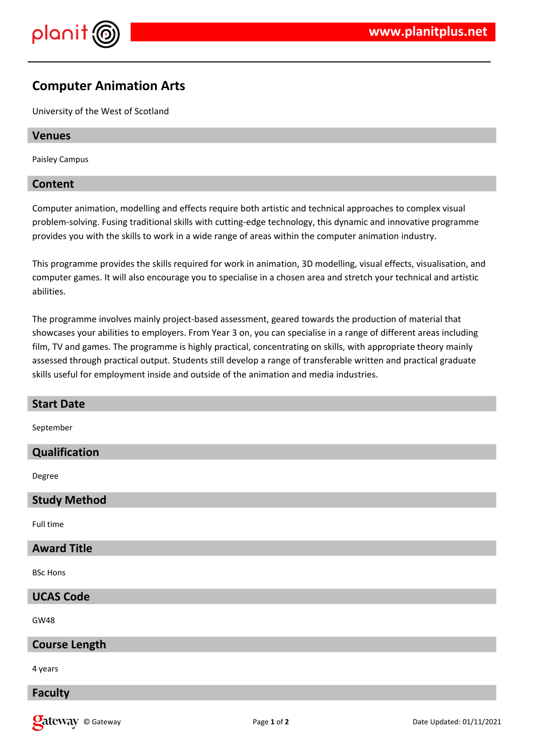# Computer Animation Arts

University of the West of Scotland

## Venues

Paisley Campus

## Content

Computer animation, modelling and effects require both artistic and technical approaches to complex visual problem-solving. Fusing traditional skills with cutting-edge technology, this dynamic and innovative programme provides you with the skills to work in a wide range of areas within the computer animation industry.

This programme provides the skills required for work in animation, 3D modelling, visual effects, visualisation, and computer games. It will also encourage you to specialise in a chosen area and stretch your technical and artistic abilities.

The programme involves mainly project-based assessment, geared towards the production of material that showcases your abilities to employers. From Year 3 on, you can specialise in a range of different areas including film, TV and games. The programme is highly practical, concentrating on skills, with appropriate theory mainly assessed through practical output. Students still develop a range of transferable written and practical graduate skills useful for employment inside and outside of the animation and media industries.

## Start Date

September

## Qualification

Degree

## Study Method

Full time

## Award Title

BSc Hons

## UCAS Code

GW48

## Course Length

4 years

## Faculty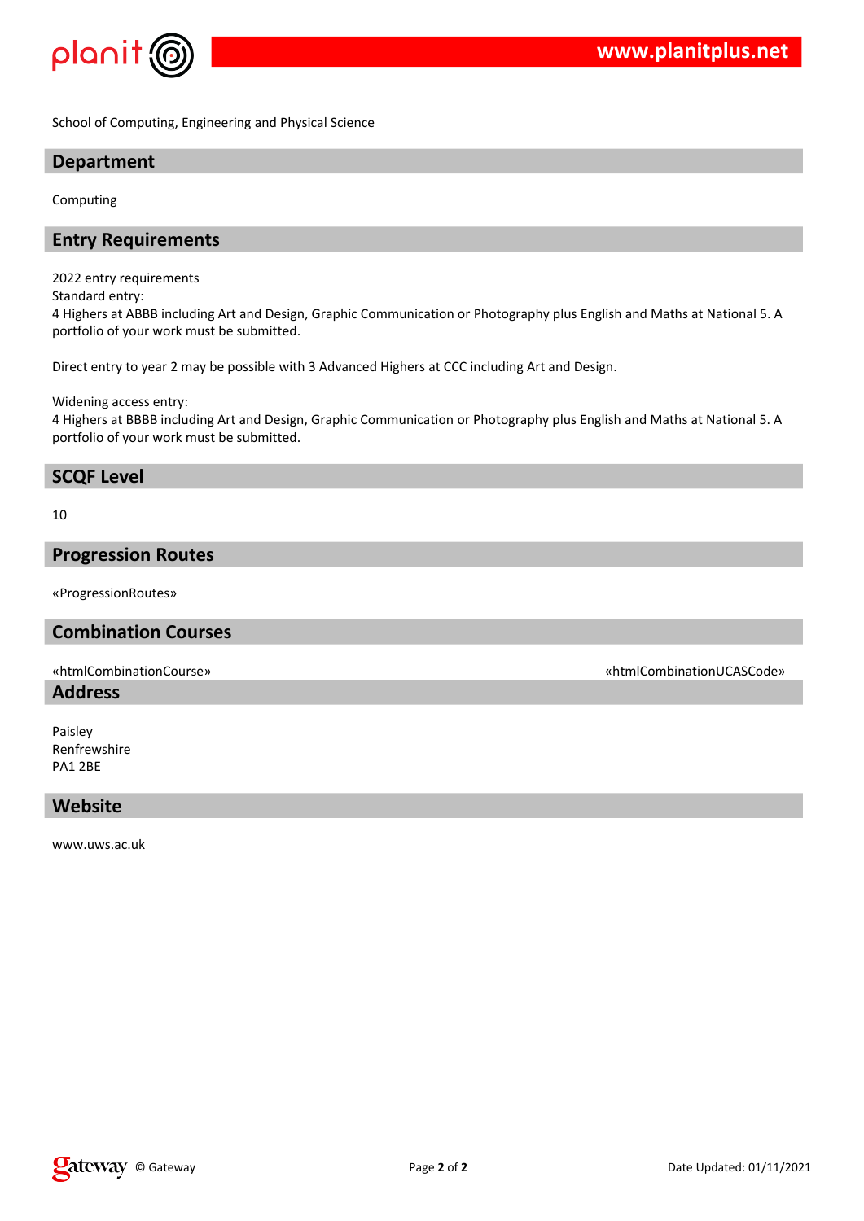School of Computing, Engineering and Physical Science

## Department

Computing

## Entry Requirements

2022 entry requirements
Standard entry:
4 Highers at ABBB including Art and Design, Graphic Communication or Photography plus English and Maths at National 5. A portfolio of your work must be submitted.

Direct entry to year 2 may be possible with 3 Advanced Highers at CCC including Art and Design.

Widening access entry:
4 Highers at BBBB including Art and Design, Graphic Communication or Photography plus English and Maths at National 5. A portfolio of your work must be submitted.

## SCQF Level

10

## Progression Routes

«ProgressionRoutes»

## Combination Courses

«htmlCombinationCourse» «htmlCombinationUCASCode»

## Address

Paisley
Renfrewshire
PA1 2BE

## Website

www.uws.ac.uk